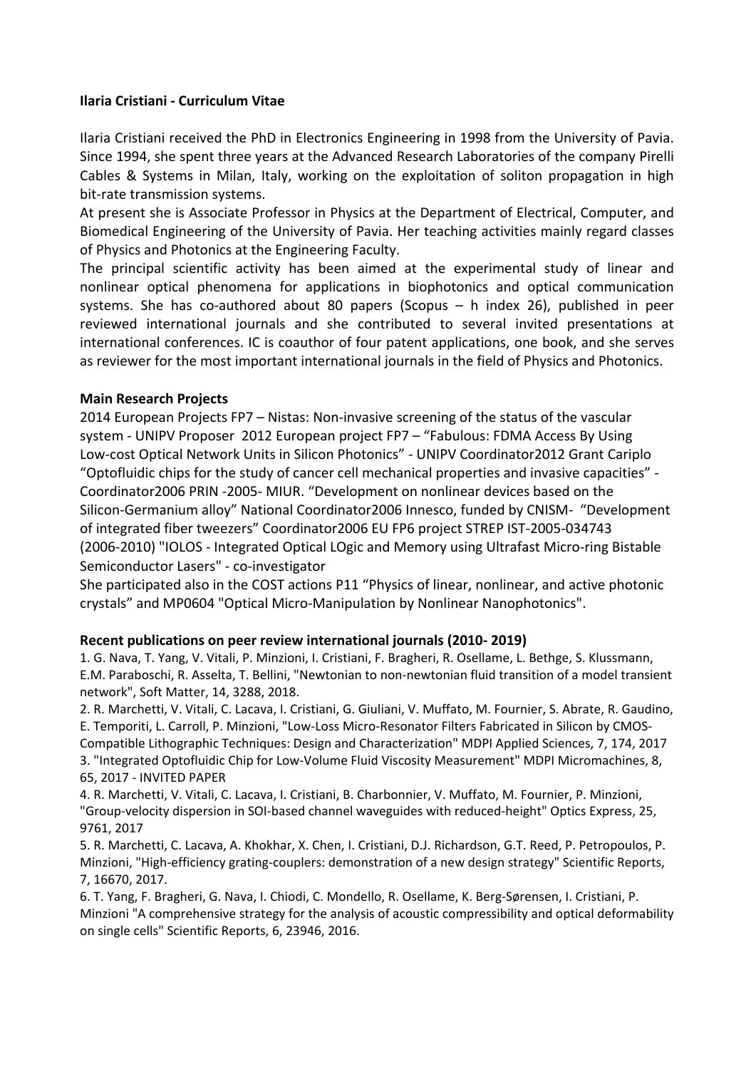**Ilaria Cristiani - Curriculum Vitae**

Ilaria Cristiani received the PhD in Electronics Engineering in 1998 from the University of Pavia. Since 1994, she spent three years at the Advanced Research Laboratories of the company Pirelli Cables & Systems in Milan, Italy, working on the exploitation of soliton propagation in high bit-rate transmission systems.

At present she is Associate Professor in Physics at the Department of Electrical, Computer, and Biomedical Engineering of the University of Pavia. Her teaching activities mainly regard classes of Physics and Photonics at the Engineering Faculty.

The principal scientific activity has been aimed at the experimental study of linear and nonlinear optical phenomena for applications in biophotonics and optical communication systems. She has co-authored about 80 papers (Scopus – h index 26), published in peer reviewed international journals and she contributed to several invited presentations at international conferences. IC is coauthor of four patent applications, one book, and she serves as reviewer for the most important international journals in the field of Physics and Photonics.

**Main Research Projects**

2014 European Projects FP7 – Nistas: Non-invasive screening of the status of the vascular system - UNIPV Proposer 2012 European project FP7 – "Fabulous: FDMA Access By Using Low-cost Optical Network Units in Silicon Photonics" - UNIPV Coordinator2012 Grant Cariplo "Optofluidic chips for the study of cancer cell mechanical properties and invasive capacities" - Coordinator2006 PRIN -2005- MIUR. "Development on nonlinear devices based on the Silicon-Germanium alloy" National Coordinator2006 Innesco, funded by CNISM- "Development of integrated fiber tweezers" Coordinator2006 EU FP6 project STREP IST-2005-034743 (2006-2010) "IOLOS - Integrated Optical LOgic and Memory using Ultrafast Micro-ring Bistable Semiconductor Lasers" - co-investigator

She participated also in the COST actions P11 "Physics of linear, nonlinear, and active photonic crystals" and MP0604 "Optical Micro-Manipulation by Nonlinear Nanophotonics".

**Recent publications on peer review international journals (2010- 2019)**

1. G. Nava, T. Yang, V. Vitali, P. Minzioni, I. Cristiani, F. Bragheri, R. Osellame, L. Bethge, S. Klussmann, E.M. Paraboschi, R. Asselta, T. Bellini, "Newtonian to non-newtonian fluid transition of a model transient network", Soft Matter, 14, 3288, 2018.
2. R. Marchetti, V. Vitali, C. Lacava, I. Cristiani, G. Giuliani, V. Muffato, M. Fournier, S. Abrate, R. Gaudino, E. Temporiti, L. Carroll, P. Minzioni, "Low-Loss Micro-Resonator Filters Fabricated in Silicon by CMOS-Compatible Lithographic Techniques: Design and Characterization" MDPI Applied Sciences, 7, 174, 2017
3. "Integrated Optofluidic Chip for Low-Volume Fluid Viscosity Measurement" MDPI Micromachines, 8, 65, 2017 - INVITED PAPER
4. R. Marchetti, V. Vitali, C. Lacava, I. Cristiani, B. Charbonnier, V. Muffato, M. Fournier, P. Minzioni, "Group-velocity dispersion in SOI-based channel waveguides with reduced-height" Optics Express, 25, 9761, 2017
5. R. Marchetti, C. Lacava, A. Khokhar, X. Chen, I. Cristiani, D.J. Richardson, G.T. Reed, P. Petropoulos, P. Minzioni, "High-efficiency grating-couplers: demonstration of a new design strategy" Scientific Reports, 7, 16670, 2017.
6. T. Yang, F. Bragheri, G. Nava, I. Chiodi, C. Mondello, R. Osellame, K. Berg-Sørensen, I. Cristiani, P. Minzioni "A comprehensive strategy for the analysis of acoustic compressibility and optical deformability on single cells" Scientific Reports, 6, 23946, 2016.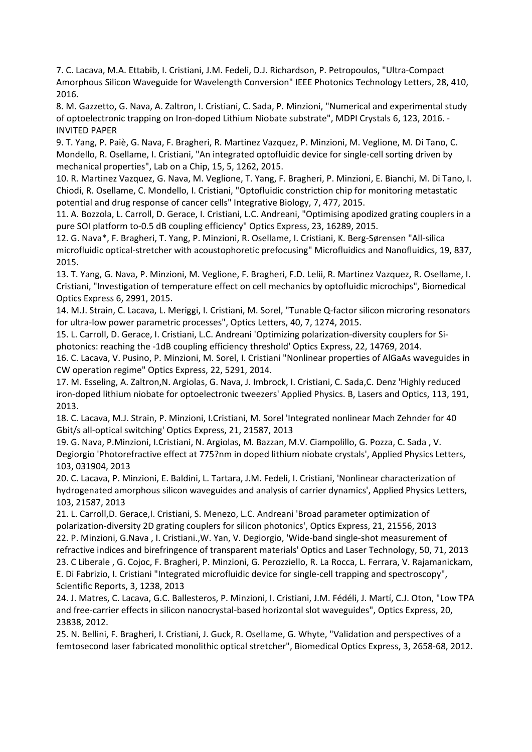7. C. Lacava, M.A. Ettabib, I. Cristiani, J.M. Fedeli, D.J. Richardson, P. Petropoulos, "Ultra-Compact Amorphous Silicon Waveguide for Wavelength Conversion" IEEE Photonics Technology Letters, 28, 410, 2016.
8. M. Gazzetto, G. Nava, A. Zaltron, I. Cristiani, C. Sada, P. Minzioni, "Numerical and experimental study of optoelectronic trapping on Iron-doped Lithium Niobate substrate", MDPI Crystals 6, 123, 2016. - INVITED PAPER
9. T. Yang, P. Paiè, G. Nava, F. Bragheri, R. Martinez Vazquez, P. Minzioni, M. Veglione, M. Di Tano, C. Mondello, R. Osellame, I. Cristiani, "An integrated optofluidic device for single-cell sorting driven by mechanical properties", Lab on a Chip, 15, 5, 1262, 2015.
10. R. Martinez Vazquez, G. Nava, M. Veglione, T. Yang, F. Bragheri, P. Minzioni, E. Bianchi, M. Di Tano, I. Chiodi, R. Osellame, C. Mondello, I. Cristiani, "Optofluidic constriction chip for monitoring metastatic potential and drug response of cancer cells" Integrative Biology, 7, 477, 2015.
11. A. Bozzola, L. Carroll, D. Gerace, I. Cristiani, L.C. Andreani, "Optimising apodized grating couplers in a pure SOI platform to-0.5 dB coupling efficiency" Optics Express, 23, 16289, 2015.
12. G. Nava*, F. Bragheri, T. Yang, P. Minzioni, R. Osellame, I. Cristiani, K. Berg-Sørensen "All-silica microfluidic optical-stretcher with acoustophoretic prefocusing" Microfluidics and Nanofluidics, 19, 837, 2015.
13. T. Yang, G. Nava, P. Minzioni, M. Veglione, F. Bragheri, F.D. Lelii, R. Martinez Vazquez, R. Osellame, I. Cristiani, "Investigation of temperature effect on cell mechanics by optofluidic microchips", Biomedical Optics Express 6, 2991, 2015.
14. M.J. Strain, C. Lacava, L. Meriggi, I. Cristiani, M. Sorel, "Tunable Q-factor silicon microring resonators for ultra-low power parametric processes", Optics Letters, 40, 7, 1274, 2015.
15. L. Carroll, D. Gerace, I. Cristiani, L.C. Andreani 'Optimizing polarization-diversity couplers for Si-photonics: reaching the -1dB coupling efficiency threshold' Optics Express, 22, 14769, 2014.
16. C. Lacava, V. Pusino, P. Minzioni, M. Sorel, I. Cristiani "Nonlinear properties of AlGaAs waveguides in CW operation regime" Optics Express, 22, 5291, 2014.
17. M. Esseling, A. Zaltron,N. Argiolas, G. Nava, J. Imbrock, I. Cristiani, C. Sada,C. Denz 'Highly reduced iron-doped lithium niobate for optoelectronic tweezers' Applied Physics. B, Lasers and Optics, 113, 191, 2013.
18. C. Lacava, M.J. Strain, P. Minzioni, I.Cristiani, M. Sorel 'Integrated nonlinear Mach Zehnder for 40 Gbit/s all-optical switching' Optics Express, 21, 21587, 2013
19. G. Nava, P.Minzioni, I.Cristiani, N. Argiolas, M. Bazzan, M.V. Ciampolillo, G. Pozza, C. Sada , V. Degiorgio 'Photorefractive effect at 775?nm in doped lithium niobate crystals', Applied Physics Letters, 103, 031904, 2013
20. C. Lacava, P. Minzioni, E. Baldini, L. Tartara, J.M. Fedeli, I. Cristiani, 'Nonlinear characterization of hydrogenated amorphous silicon waveguides and analysis of carrier dynamics', Applied Physics Letters, 103, 21587, 2013
21. L. Carroll,D. Gerace,I. Cristiani, S. Menezo, L.C. Andreani 'Broad parameter optimization of polarization-diversity 2D grating couplers for silicon photonics', Optics Express, 21, 21556, 2013
22. P. Minzioni, G.Nava , I. Cristiani.,W. Yan, V. Degiorgio, 'Wide-band single-shot measurement of refractive indices and birefringence of transparent materials' Optics and Laser Technology, 50, 71, 2013
23. C Liberale , G. Cojoc, F. Bragheri, P. Minzioni, G. Perozziello, R. La Rocca, L. Ferrara, V. Rajamanickam, E. Di Fabrizio, I. Cristiani "Integrated microfluidic device for single-cell trapping and spectroscopy", Scientific Reports, 3, 1238, 2013
24. J. Matres, C. Lacava, G.C. Ballesteros, P. Minzioni, I. Cristiani, J.M. Fédéli, J. Martí, C.J. Oton, "Low TPA and free-carrier effects in silicon nanocrystal-based horizontal slot waveguides", Optics Express, 20, 23838, 2012.
25. N. Bellini, F. Bragheri, I. Cristiani, J. Guck, R. Osellame, G. Whyte, "Validation and perspectives of a femtosecond laser fabricated monolithic optical stretcher", Biomedical Optics Express, 3, 2658-68, 2012.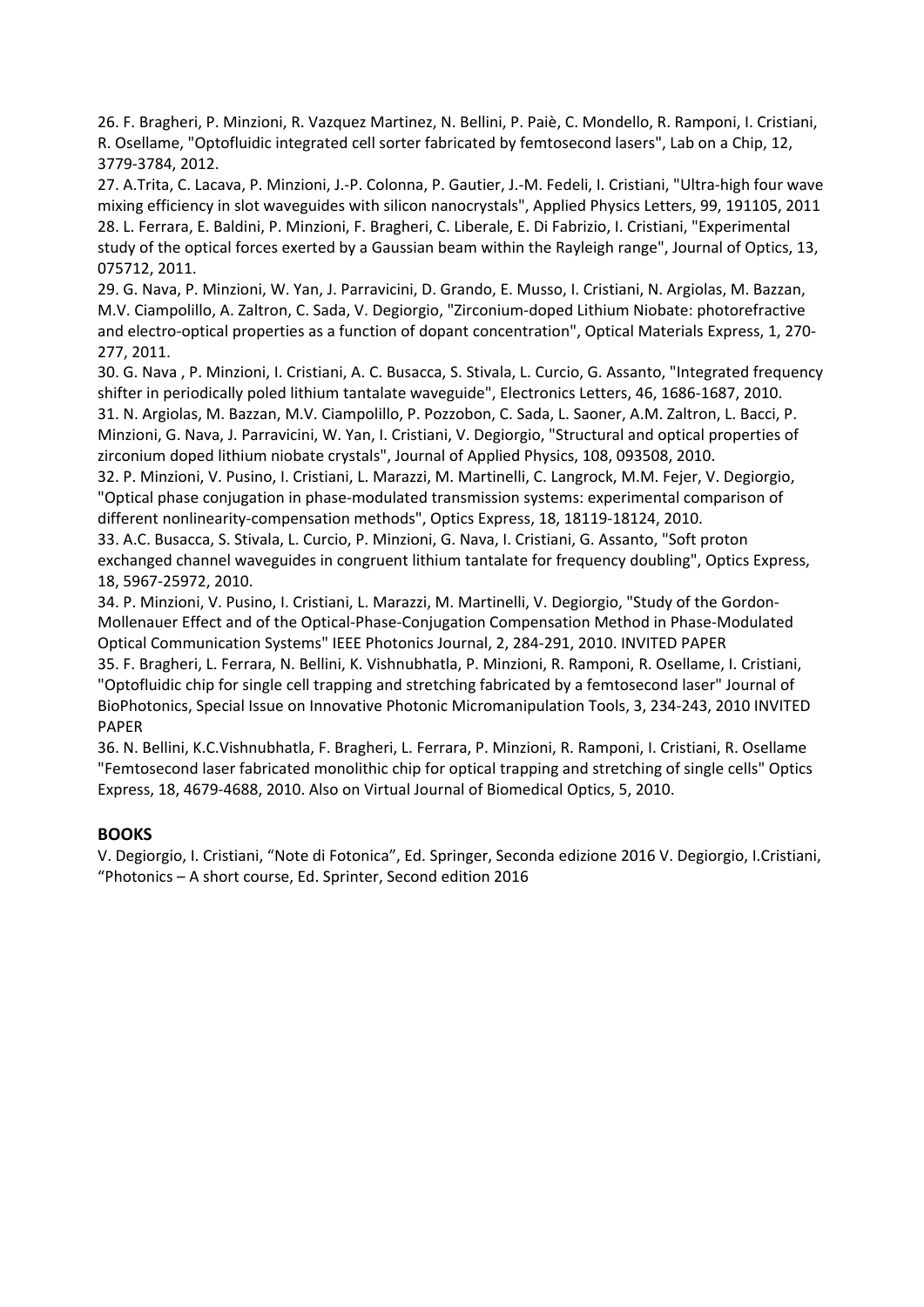26. F. Bragheri, P. Minzioni, R. Vazquez Martinez, N. Bellini, P. Paiè, C. Mondello, R. Ramponi, I. Cristiani, R. Osellame, "Optofluidic integrated cell sorter fabricated by femtosecond lasers", Lab on a Chip, 12, 3779-3784, 2012.
27. A.Trita, C. Lacava, P. Minzioni, J.-P. Colonna, P. Gautier, J.-M. Fedeli, I. Cristiani, "Ultra-high four wave mixing efficiency in slot waveguides with silicon nanocrystals", Applied Physics Letters, 99, 191105, 2011
28. L. Ferrara, E. Baldini, P. Minzioni, F. Bragheri, C. Liberale, E. Di Fabrizio, I. Cristiani, "Experimental study of the optical forces exerted by a Gaussian beam within the Rayleigh range", Journal of Optics, 13, 075712, 2011.
29. G. Nava, P. Minzioni, W. Yan, J. Parravicini, D. Grando, E. Musso, I. Cristiani, N. Argiolas, M. Bazzan, M.V. Ciampolillo, A. Zaltron, C. Sada, V. Degiorgio, "Zirconium-doped Lithium Niobate: photorefractive and electro-optical properties as a function of dopant concentration", Optical Materials Express, 1, 270-277, 2011.
30. G. Nava , P. Minzioni, I. Cristiani, A. C. Busacca, S. Stivala, L. Curcio, G. Assanto, "Integrated frequency shifter in periodically poled lithium tantalate waveguide", Electronics Letters, 46, 1686-1687, 2010.
31. N. Argiolas, M. Bazzan, M.V. Ciampolillo, P. Pozzobon, C. Sada, L. Saoner, A.M. Zaltron, L. Bacci, P. Minzioni, G. Nava, J. Parravicini, W. Yan, I. Cristiani, V. Degiorgio, "Structural and optical properties of zirconium doped lithium niobate crystals", Journal of Applied Physics, 108, 093508, 2010.
32. P. Minzioni, V. Pusino, I. Cristiani, L. Marazzi, M. Martinelli, C. Langrock, M.M. Fejer, V. Degiorgio, "Optical phase conjugation in phase-modulated transmission systems: experimental comparison of different nonlinearity-compensation methods", Optics Express, 18, 18119-18124, 2010.
33. A.C. Busacca, S. Stivala, L. Curcio, P. Minzioni, G. Nava, I. Cristiani, G. Assanto, "Soft proton exchanged channel waveguides in congruent lithium tantalate for frequency doubling", Optics Express, 18, 5967-25972, 2010.
34. P. Minzioni, V. Pusino, I. Cristiani, L. Marazzi, M. Martinelli, V. Degiorgio, "Study of the Gordon-Mollenauer Effect and of the Optical-Phase-Conjugation Compensation Method in Phase-Modulated Optical Communication Systems" IEEE Photonics Journal, 2, 284-291, 2010. INVITED PAPER
35. F. Bragheri, L. Ferrara, N. Bellini, K. Vishnubhatla, P. Minzioni, R. Ramponi, R. Osellame, I. Cristiani, "Optofluidic chip for single cell trapping and stretching fabricated by a femtosecond laser" Journal of BioPhotonics, Special Issue on Innovative Photonic Micromanipulation Tools, 3, 234-243, 2010 INVITED PAPER
36. N. Bellini, K.C.Vishnubhatla, F. Bragheri, L. Ferrara, P. Minzioni, R. Ramponi, I. Cristiani, R. Osellame "Femtosecond laser fabricated monolithic chip for optical trapping and stretching of single cells" Optics Express, 18, 4679-4688, 2010. Also on Virtual Journal of Biomedical Optics, 5, 2010.

## BOOKS

V. Degiorgio, I. Cristiani, "Note di Fotonica", Ed. Springer, Seconda edizione 2016 V. Degiorgio, I.Cristiani, "Photonics – A short course, Ed. Sprinter, Second edition 2016